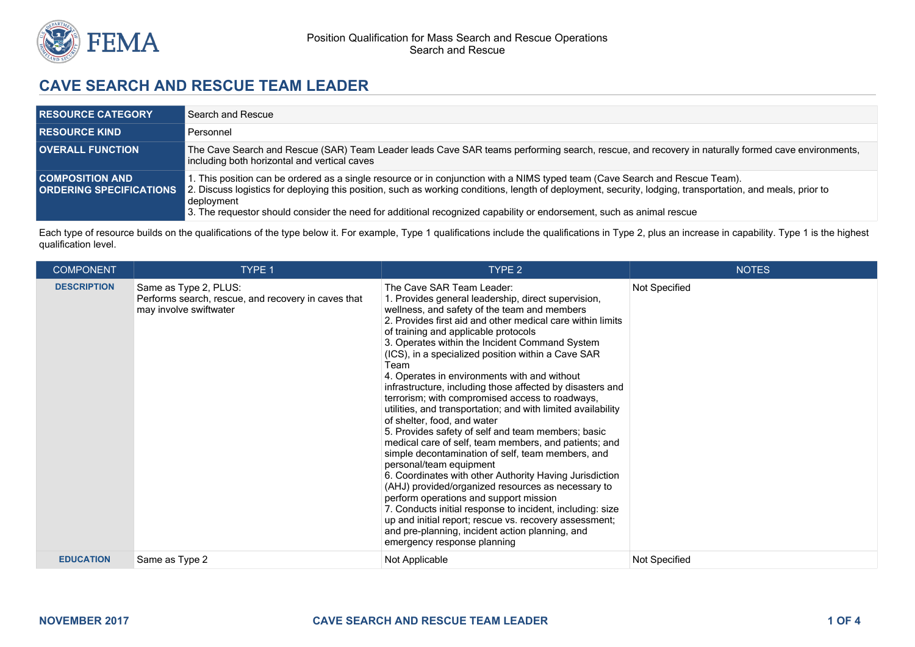# CAVE SEARCH AND RESCUE TEAM LEADER

| | |
|---|---|
| **RESOURCE CATEGORY** | Search and Rescue |
| **RESOURCE KIND** | Personnel |
| **OVERALL FUNCTION** | The Cave Search and Rescue (SAR) Team Leader leads Cave SAR teams performing search, rescue, and recovery in naturally formed cave environments, including both horizontal and vertical caves |
| **COMPOSITION AND ORDERING SPECIFICATIONS** | 1. This position can be ordered as a single resource or in conjunction with a NIMS typed team (Cave Search and Rescue Team).<br>2. Discuss logistics for deploying this position, such as working conditions, length of deployment, security, lodging, transportation, and meals, prior to deployment<br>3. The requestor should consider the need for additional recognized capability or endorsement, such as animal rescue |

Each type of resource builds on the qualifications of the type below it. For example, Type 1 qualifications include the qualifications in Type 2, plus an increase in capability. Type 1 is the highest qualification level.

| COMPONENT | TYPE 1 | TYPE 2 | NOTES |
|---|---|---|---|
| **DESCRIPTION** | Same as Type 2, PLUS:<br>Performs search, rescue, and recovery in caves that may involve swiftwater | The Cave SAR Team Leader:<br>1. Provides general leadership, direct supervision, wellness, and safety of the team and members<br>2. Provides first aid and other medical care within limits of training and applicable protocols<br>3. Operates within the Incident Command System (ICS), in a specialized position within a Cave SAR Team<br>4. Operates in environments with and without infrastructure, including those affected by disasters and terrorism; with compromised access to roadways, utilities, and transportation; and with limited availability of shelter, food, and water<br>5. Provides safety of self and team members; basic medical care of self, team members, and patients; and simple decontamination of self, team members, and personal/team equipment<br>6. Coordinates with other Authority Having Jurisdiction (AHJ) provided/organized resources as necessary to perform operations and support mission<br>7. Conducts initial response to incident, including: size up and initial report; rescue vs. recovery assessment; and pre-planning, incident action planning, and emergency response planning | Not Specified |
| **EDUCATION** | Same as Type 2 | Not Applicable | Not Specified |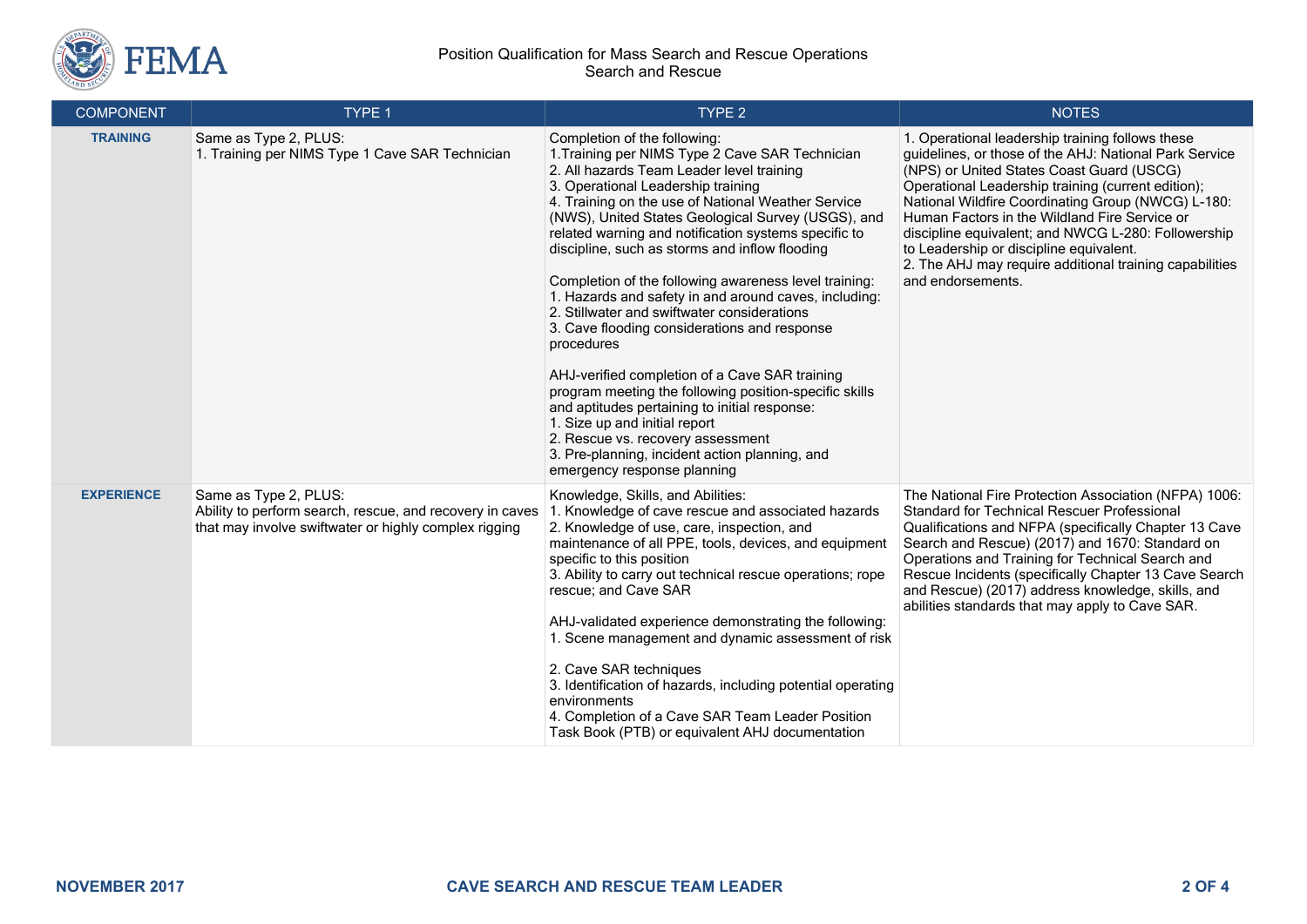| COMPONENT | TYPE 1 | TYPE 2 | NOTES |
|---|---|---|---|
| **TRAINING** | Same as Type 2, PLUS:<br>1. Training per NIMS Type 1 Cave SAR Technician | Completion of the following:<br>1.Training per NIMS Type 2 Cave SAR Technician<br>2. All hazards Team Leader level training<br>3. Operational Leadership training<br>4. Training on the use of National Weather Service (NWS), United States Geological Survey (USGS), and related warning and notification systems specific to discipline, such as storms and inflow flooding<br><br>Completion of the following awareness level training:<br>1. Hazards and safety in and around caves, including:<br>2. Stillwater and swiftwater considerations<br>3. Cave flooding considerations and response procedures<br><br>AHJ-verified completion of a Cave SAR training program meeting the following position-specific skills and aptitudes pertaining to initial response:<br>1. Size up and initial report<br>2. Rescue vs. recovery assessment<br>3. Pre-planning, incident action planning, and emergency response planning | 1. Operational leadership training follows these guidelines, or those of the AHJ: National Park Service (NPS) or United States Coast Guard (USCG) Operational Leadership training (current edition); National Wildfire Coordinating Group (NWCG) L-180: Human Factors in the Wildland Fire Service or discipline equivalent; and NWCG L-280: Followership to Leadership or discipline equivalent.<br>2. The AHJ may require additional training capabilities and endorsements. |
| **EXPERIENCE** | Same as Type 2, PLUS:<br>Ability to perform search, rescue, and recovery in caves that may involve swiftwater or highly complex rigging | Knowledge, Skills, and Abilities:<br>1. Knowledge of cave rescue and associated hazards<br>2. Knowledge of use, care, inspection, and maintenance of all PPE, tools, devices, and equipment specific to this position<br>3. Ability to carry out technical rescue operations; rope rescue; and Cave SAR<br><br>AHJ-validated experience demonstrating the following:<br>1. Scene management and dynamic assessment of risk<br><br>2. Cave SAR techniques<br>3. Identification of hazards, including potential operating environments<br>4. Completion of a Cave SAR Team Leader Position Task Book (PTB) or equivalent AHJ documentation | The National Fire Protection Association (NFPA) 1006: Standard for Technical Rescuer Professional Qualifications and NFPA (specifically Chapter 13 Cave Search and Rescue) (2017) and 1670: Standard on Operations and Training for Technical Search and Rescue Incidents (specifically Chapter 13 Cave Search and Rescue) (2017) address knowledge, skills, and abilities standards that may apply to Cave SAR. |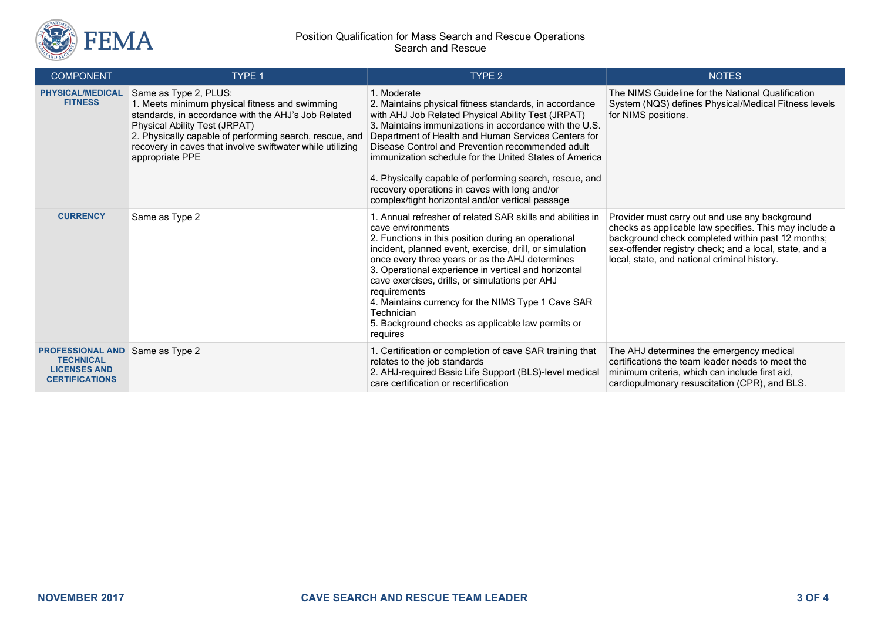| COMPONENT | TYPE 1 | TYPE 2 | NOTES |
|---|---|---|---|
| **PHYSICAL/MEDICAL FITNESS** | Same as Type 2, PLUS:<br>1. Meets minimum physical fitness and swimming standards, in accordance with the AHJ's Job Related Physical Ability Test (JRPAT)<br>2. Physically capable of performing search, rescue, and recovery in caves that involve swiftwater while utilizing appropriate PPE | 1. Moderate<br>2. Maintains physical fitness standards, in accordance with AHJ Job Related Physical Ability Test (JRPAT)<br>3. Maintains immunizations in accordance with the U.S. Department of Health and Human Services Centers for Disease Control and Prevention recommended adult immunization schedule for the United States of America<br><br>4. Physically capable of performing search, rescue, and recovery operations in caves with long and/or complex/tight horizontal and/or vertical passage | The NIMS Guideline for the National Qualification System (NQS) defines Physical/Medical Fitness levels for NIMS positions. |
| **CURRENCY** | Same as Type 2 | 1. Annual refresher of related SAR skills and abilities in cave environments<br>2. Functions in this position during an operational incident, planned event, exercise, drill, or simulation once every three years or as the AHJ determines<br>3. Operational experience in vertical and horizontal cave exercises, drills, or simulations per AHJ requirements<br>4. Maintains currency for the NIMS Type 1 Cave SAR Technician<br>5. Background checks as applicable law permits or requires | Provider must carry out and use any background checks as applicable law specifies. This may include a background check completed within past 12 months; sex-offender registry check; and a local, state, and a local, state, and national criminal history. |
| **PROFESSIONAL AND TECHNICAL LICENSES AND CERTIFICATIONS** | Same as Type 2 | 1. Certification or completion of cave SAR training that relates to the job standards<br>2. AHJ-required Basic Life Support (BLS)-level medical care certification or recertification | The AHJ determines the emergency medical certifications the team leader needs to meet the minimum criteria, which can include first aid, cardiopulmonary resuscitation (CPR), and BLS. |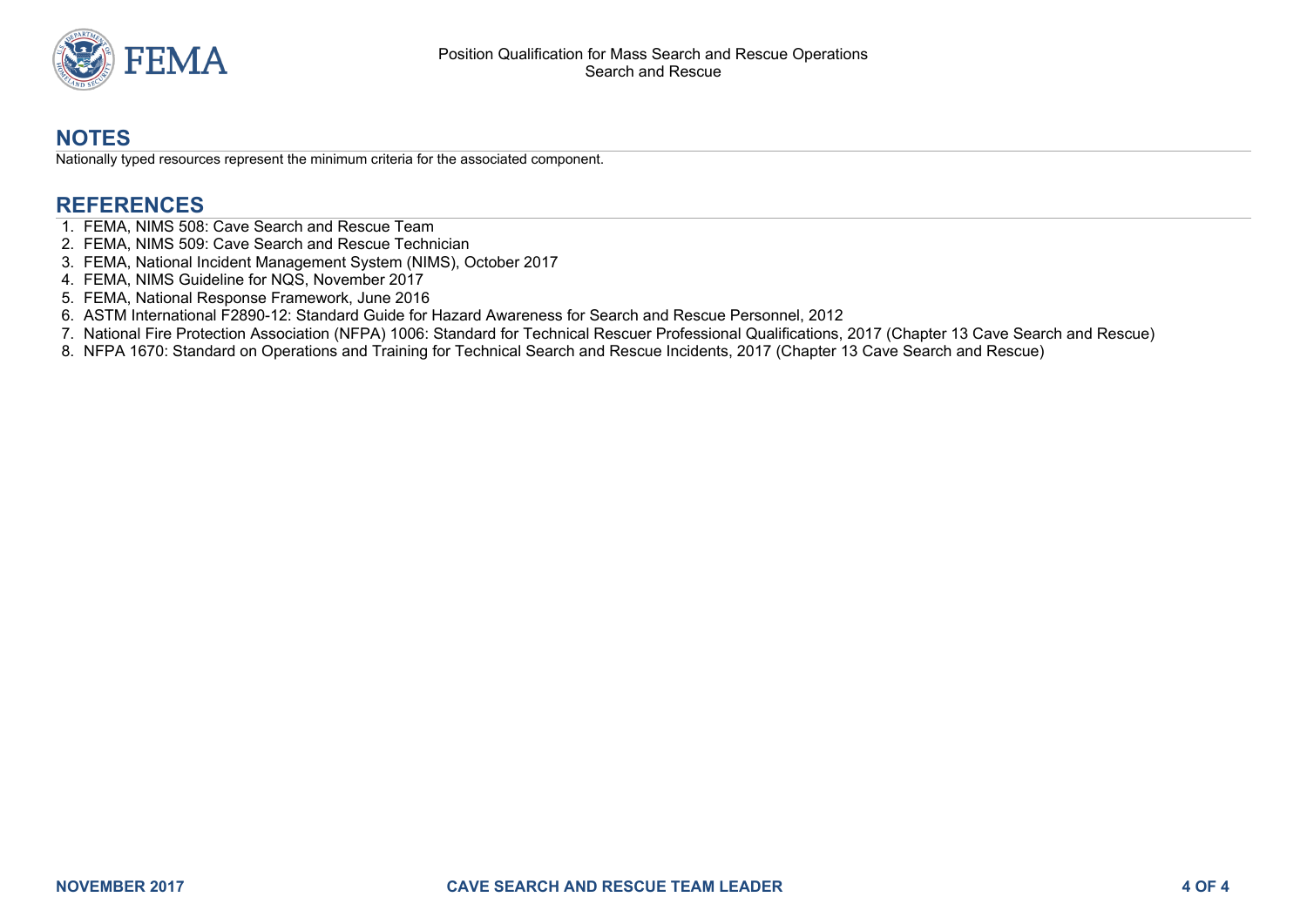## NOTES

Nationally typed resources represent the minimum criteria for the associated component.

## REFERENCES

1. FEMA, NIMS 508: Cave Search and Rescue Team
2. FEMA, NIMS 509: Cave Search and Rescue Technician
3. FEMA, National Incident Management System (NIMS), October 2017
4. FEMA, NIMS Guideline for NQS, November 2017
5. FEMA, National Response Framework, June 2016
6. ASTM International F2890-12: Standard Guide for Hazard Awareness for Search and Rescue Personnel, 2012
7. National Fire Protection Association (NFPA) 1006: Standard for Technical Rescuer Professional Qualifications, 2017 (Chapter 13 Cave Search and Rescue)
8. NFPA 1670: Standard on Operations and Training for Technical Search and Rescue Incidents, 2017 (Chapter 13 Cave Search and Rescue)